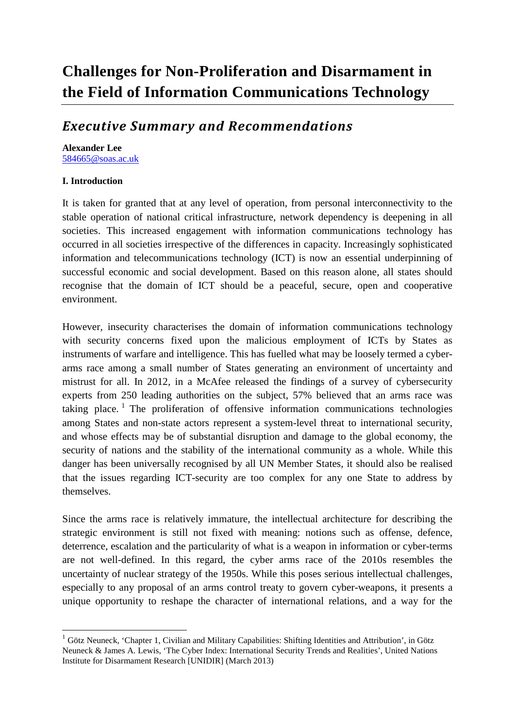# Challenges for Non-Proliferation and Disarmament in the Field of Information Communications Technology

## *Executive Summary and Recommendations*

**Alexander Lee**
584665@soas.ac.uk

**I. Introduction**

It is taken for granted that at any level of operation, from personal interconnectivity to the stable operation of national critical infrastructure, network dependency is deepening in all societies. This increased engagement with information communications technology has occurred in all societies irrespective of the differences in capacity. Increasingly sophisticated information and telecommunications technology (ICT) is now an essential underpinning of successful economic and social development. Based on this reason alone, all states should recognise that the domain of ICT should be a peaceful, secure, open and cooperative environment.

However, insecurity characterises the domain of information communications technology with security concerns fixed upon the malicious employment of ICTs by States as instruments of warfare and intelligence. This has fuelled what may be loosely termed a cyber-arms race among a small number of States generating an environment of uncertainty and mistrust for all. In 2012, in a McAfee released the findings of a survey of cybersecurity experts from 250 leading authorities on the subject, 57% believed that an arms race was taking place. [1] The proliferation of offensive information communications technologies among States and non-state actors represent a system-level threat to international security, and whose effects may be of substantial disruption and damage to the global economy, the security of nations and the stability of the international community as a whole. While this danger has been universally recognised by all UN Member States, it should also be realised that the issues regarding ICT-security are too complex for any one State to address by themselves.

Since the arms race is relatively immature, the intellectual architecture for describing the strategic environment is still not fixed with meaning: notions such as offense, defence, deterrence, escalation and the particularity of what is a weapon in information or cyber-terms are not well-defined. In this regard, the cyber arms race of the 2010s resembles the uncertainty of nuclear strategy of the 1950s. While this poses serious intellectual challenges, especially to any proposal of an arms control treaty to govern cyber-weapons, it presents a unique opportunity to reshape the character of international relations, and a way for the

---

[1] Götz Neuneck, 'Chapter 1, Civilian and Military Capabilities: Shifting Identities and Attribution', in Götz Neuneck & James A. Lewis, 'The Cyber Index: International Security Trends and Realities', United Nations Institute for Disarmament Research [UNIDIR] (March 2013)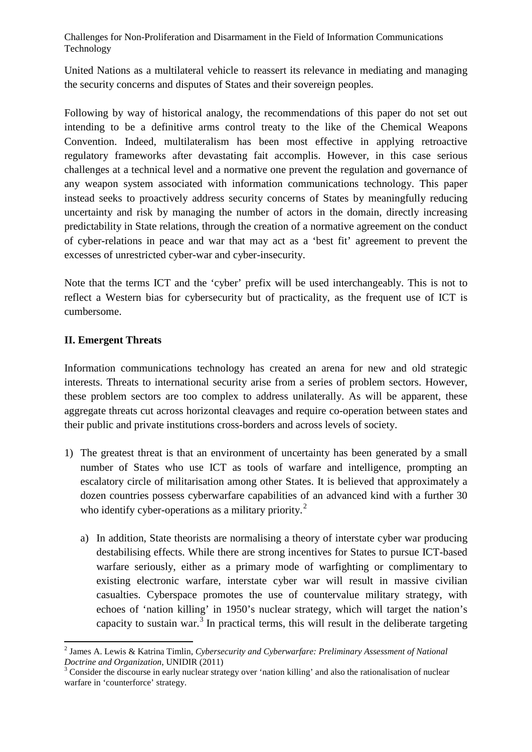United Nations as a multilateral vehicle to reassert its relevance in mediating and managing the security concerns and disputes of States and their sovereign peoples.

Following by way of historical analogy, the recommendations of this paper do not set out intending to be a definitive arms control treaty to the like of the Chemical Weapons Convention. Indeed, multilateralism has been most effective in applying retroactive regulatory frameworks after devastating fait accomplis. However, in this case serious challenges at a technical level and a normative one prevent the regulation and governance of any weapon system associated with information communications technology. This paper instead seeks to proactively address security concerns of States by meaningfully reducing uncertainty and risk by managing the number of actors in the domain, directly increasing predictability in State relations, through the creation of a normative agreement on the conduct of cyber-relations in peace and war that may act as a 'best fit' agreement to prevent the excesses of unrestricted cyber-war and cyber-insecurity.

Note that the terms ICT and the 'cyber' prefix will be used interchangeably. This is not to reflect a Western bias for cybersecurity but of practicality, as the frequent use of ICT is cumbersome.

## II. Emergent Threats

Information communications technology has created an arena for new and old strategic interests. Threats to international security arise from a series of problem sectors. However, these problem sectors are too complex to address unilaterally. As will be apparent, these aggregate threats cut across horizontal cleavages and require co-operation between states and their public and private institutions cross-borders and across levels of society.

1) The greatest threat is that an environment of uncertainty has been generated by a small number of States who use ICT as tools of warfare and intelligence, prompting an escalatory circle of militarisation among other States. It is believed that approximately a dozen countries possess cyberwarfare capabilities of an advanced kind with a further 30 who identify cyber-operations as a military priority.[2]

    a) In addition, State theorists are normalising a theory of interstate cyber war producing destabilising effects. While there are strong incentives for States to pursue ICT-based warfare seriously, either as a primary mode of warfighting or complimentary to existing electronic warfare, interstate cyber war will result in massive civilian casualties. Cyberspace promotes the use of countervalue military strategy, with echoes of 'nation killing' in 1950's nuclear strategy, which will target the nation's capacity to sustain war.[3] In practical terms, this will result in the deliberate targeting

---

[2] James A. Lewis & Katrina Timlin, *Cybersecurity and Cyberwarfare: Preliminary Assessment of National Doctrine and Organization*, UNIDIR (2011)

[3] Consider the discourse in early nuclear strategy over 'nation killing' and also the rationalisation of nuclear warfare in 'counterforce' strategy.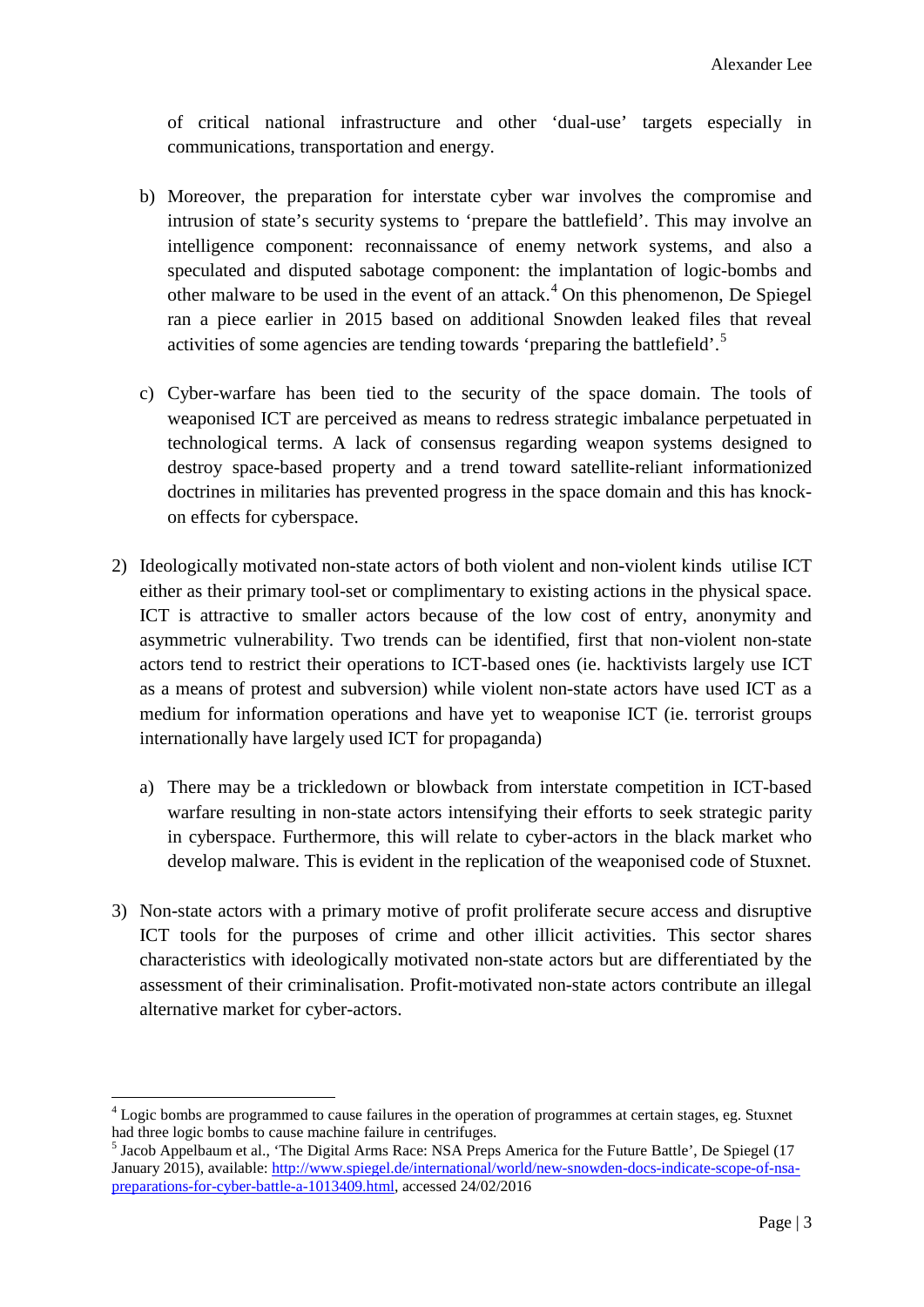of critical national infrastructure and other 'dual-use' targets especially in communications, transportation and energy.

b) Moreover, the preparation for interstate cyber war involves the compromise and intrusion of state's security systems to 'prepare the battlefield'. This may involve an intelligence component: reconnaissance of enemy network systems, and also a speculated and disputed sabotage component: the implantation of logic-bombs and other malware to be used in the event of an attack.[4] On this phenomenon, De Spiegel ran a piece earlier in 2015 based on additional Snowden leaked files that reveal activities of some agencies are tending towards 'preparing the battlefield'.[5]

c) Cyber-warfare has been tied to the security of the space domain. The tools of weaponised ICT are perceived as means to redress strategic imbalance perpetuated in technological terms. A lack of consensus regarding weapon systems designed to destroy space-based property and a trend toward satellite-reliant informationized doctrines in militaries has prevented progress in the space domain and this has knock-on effects for cyberspace.

2) Ideologically motivated non-state actors of both violent and non-violent kinds utilise ICT either as their primary tool-set or complimentary to existing actions in the physical space. ICT is attractive to smaller actors because of the low cost of entry, anonymity and asymmetric vulnerability. Two trends can be identified, first that non-violent non-state actors tend to restrict their operations to ICT-based ones (ie. hacktivists largely use ICT as a means of protest and subversion) while violent non-state actors have used ICT as a medium for information operations and have yet to weaponise ICT (ie. terrorist groups internationally have largely used ICT for propaganda)

   a) There may be a trickledown or blowback from interstate competition in ICT-based warfare resulting in non-state actors intensifying their efforts to seek strategic parity in cyberspace. Furthermore, this will relate to cyber-actors in the black market who develop malware. This is evident in the replication of the weaponised code of Stuxnet.

3) Non-state actors with a primary motive of profit proliferate secure access and disruptive ICT tools for the purposes of crime and other illicit activities. This sector shares characteristics with ideologically motivated non-state actors but are differentiated by the assessment of their criminalisation. Profit-motivated non-state actors contribute an illegal alternative market for cyber-actors.

---

[4] Logic bombs are programmed to cause failures in the operation of programmes at certain stages, eg. Stuxnet had three logic bombs to cause machine failure in centrifuges.

[5] Jacob Appelbaum et al., 'The Digital Arms Race: NSA Preps America for the Future Battle', De Spiegel (17 January 2015), available: http://www.spiegel.de/international/world/new-snowden-docs-indicate-scope-of-nsa-preparations-for-cyber-battle-a-1013409.html, accessed 24/02/2016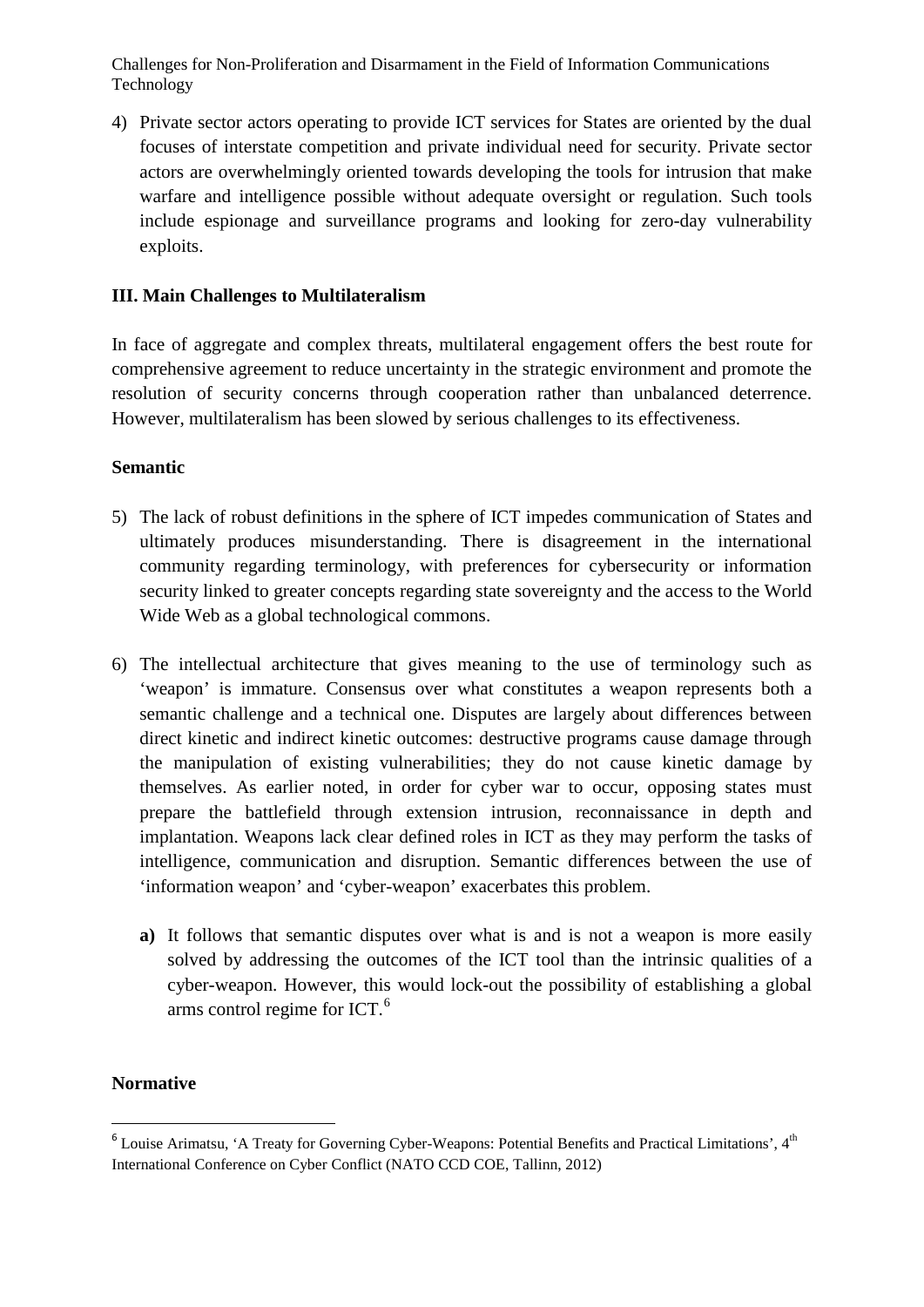4) Private sector actors operating to provide ICT services for States are oriented by the dual focuses of interstate competition and private individual need for security. Private sector actors are overwhelmingly oriented towards developing the tools for intrusion that make warfare and intelligence possible without adequate oversight or regulation. Such tools include espionage and surveillance programs and looking for zero-day vulnerability exploits.

## III. Main Challenges to Multilateralism

In face of aggregate and complex threats, multilateral engagement offers the best route for comprehensive agreement to reduce uncertainty in the strategic environment and promote the resolution of security concerns through cooperation rather than unbalanced deterrence. However, multilateralism has been slowed by serious challenges to its effectiveness.

### Semantic

5) The lack of robust definitions in the sphere of ICT impedes communication of States and ultimately produces misunderstanding. There is disagreement in the international community regarding terminology, with preferences for cybersecurity or information security linked to greater concepts regarding state sovereignty and the access to the World Wide Web as a global technological commons.

6) The intellectual architecture that gives meaning to the use of terminology such as 'weapon' is immature. Consensus over what constitutes a weapon represents both a semantic challenge and a technical one. Disputes are largely about differences between direct kinetic and indirect kinetic outcomes: destructive programs cause damage through the manipulation of existing vulnerabilities; they do not cause kinetic damage by themselves. As earlier noted, in order for cyber war to occur, opposing states must prepare the battlefield through extension intrusion, reconnaissance in depth and implantation. Weapons lack clear defined roles in ICT as they may perform the tasks of intelligence, communication and disruption. Semantic differences between the use of 'information weapon' and 'cyber-weapon' exacerbates this problem.

   **a)** It follows that semantic disputes over what is and is not a weapon is more easily solved by addressing the outcomes of the ICT tool than the intrinsic qualities of a cyber-weapon. However, this would lock-out the possibility of establishing a global arms control regime for ICT.[6]

### Normative

[6] Louise Arimatsu, 'A Treaty for Governing Cyber-Weapons: Potential Benefits and Practical Limitations', 4th International Conference on Cyber Conflict (NATO CCD COE, Tallinn, 2012)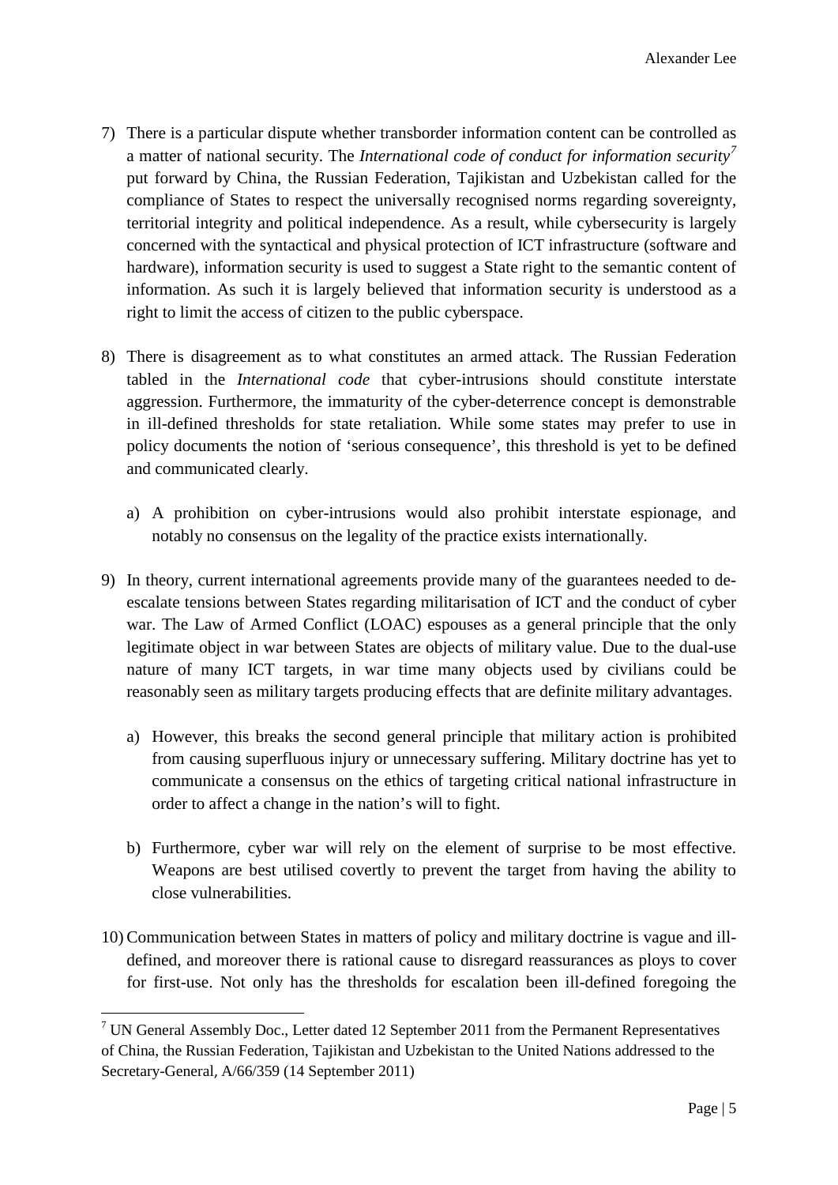7) There is a particular dispute whether transborder information content can be controlled as a matter of national security. The *International code of conduct for information security*[7] put forward by China, the Russian Federation, Tajikistan and Uzbekistan called for the compliance of States to respect the universally recognised norms regarding sovereignty, territorial integrity and political independence. As a result, while cybersecurity is largely concerned with the syntactical and physical protection of ICT infrastructure (software and hardware), information security is used to suggest a State right to the semantic content of information. As such it is largely believed that information security is understood as a right to limit the access of citizen to the public cyberspace.

8) There is disagreement as to what constitutes an armed attack. The Russian Federation tabled in the *International code* that cyber-intrusions should constitute interstate aggression. Furthermore, the immaturity of the cyber-deterrence concept is demonstrable in ill-defined thresholds for state retaliation. While some states may prefer to use in policy documents the notion of 'serious consequence', this threshold is yet to be defined and communicated clearly.

    a) A prohibition on cyber-intrusions would also prohibit interstate espionage, and notably no consensus on the legality of the practice exists internationally.

9) In theory, current international agreements provide many of the guarantees needed to de-escalate tensions between States regarding militarisation of ICT and the conduct of cyber war. The Law of Armed Conflict (LOAC) espouses as a general principle that the only legitimate object in war between States are objects of military value. Due to the dual-use nature of many ICT targets, in war time many objects used by civilians could be reasonably seen as military targets producing effects that are definite military advantages.

    a) However, this breaks the second general principle that military action is prohibited from causing superfluous injury or unnecessary suffering. Military doctrine has yet to communicate a consensus on the ethics of targeting critical national infrastructure in order to affect a change in the nation's will to fight.

    b) Furthermore, cyber war will rely on the element of surprise to be most effective. Weapons are best utilised covertly to prevent the target from having the ability to close vulnerabilities.

10) Communication between States in matters of policy and military doctrine is vague and ill-defined, and moreover there is rational cause to disregard reassurances as ploys to cover for first-use. Not only has the thresholds for escalation been ill-defined foregoing the

---

[7] UN General Assembly Doc., Letter dated 12 September 2011 from the Permanent Representatives of China, the Russian Federation, Tajikistan and Uzbekistan to the United Nations addressed to the Secretary-General, A/66/359 (14 September 2011)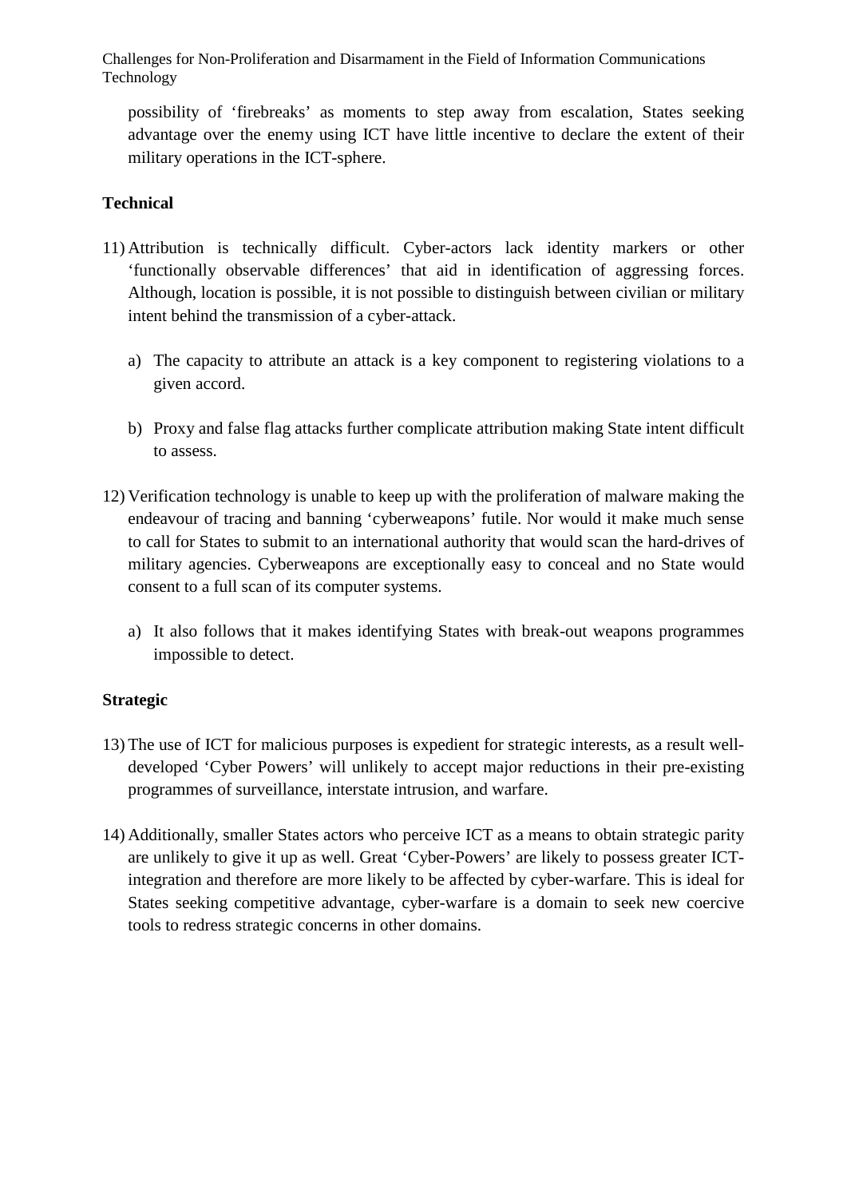possibility of 'firebreaks' as moments to step away from escalation, States seeking advantage over the enemy using ICT have little incentive to declare the extent of their military operations in the ICT-sphere.

**Technical**

11) Attribution is technically difficult. Cyber-actors lack identity markers or other 'functionally observable differences' that aid in identification of aggressing forces. Although, location is possible, it is not possible to distinguish between civilian or military intent behind the transmission of a cyber-attack.

    a) The capacity to attribute an attack is a key component to registering violations to a given accord.

    b) Proxy and false flag attacks further complicate attribution making State intent difficult to assess.

12) Verification technology is unable to keep up with the proliferation of malware making the endeavour of tracing and banning 'cyberweapons' futile. Nor would it make much sense to call for States to submit to an international authority that would scan the hard-drives of military agencies. Cyberweapons are exceptionally easy to conceal and no State would consent to a full scan of its computer systems.

    a) It also follows that it makes identifying States with break-out weapons programmes impossible to detect.

**Strategic**

13) The use of ICT for malicious purposes is expedient for strategic interests, as a result well-developed 'Cyber Powers' will unlikely to accept major reductions in their pre-existing programmes of surveillance, interstate intrusion, and warfare.

14) Additionally, smaller States actors who perceive ICT as a means to obtain strategic parity are unlikely to give it up as well. Great 'Cyber-Powers' are likely to possess greater ICT-integration and therefore are more likely to be affected by cyber-warfare. This is ideal for States seeking competitive advantage, cyber-warfare is a domain to seek new coercive tools to redress strategic concerns in other domains.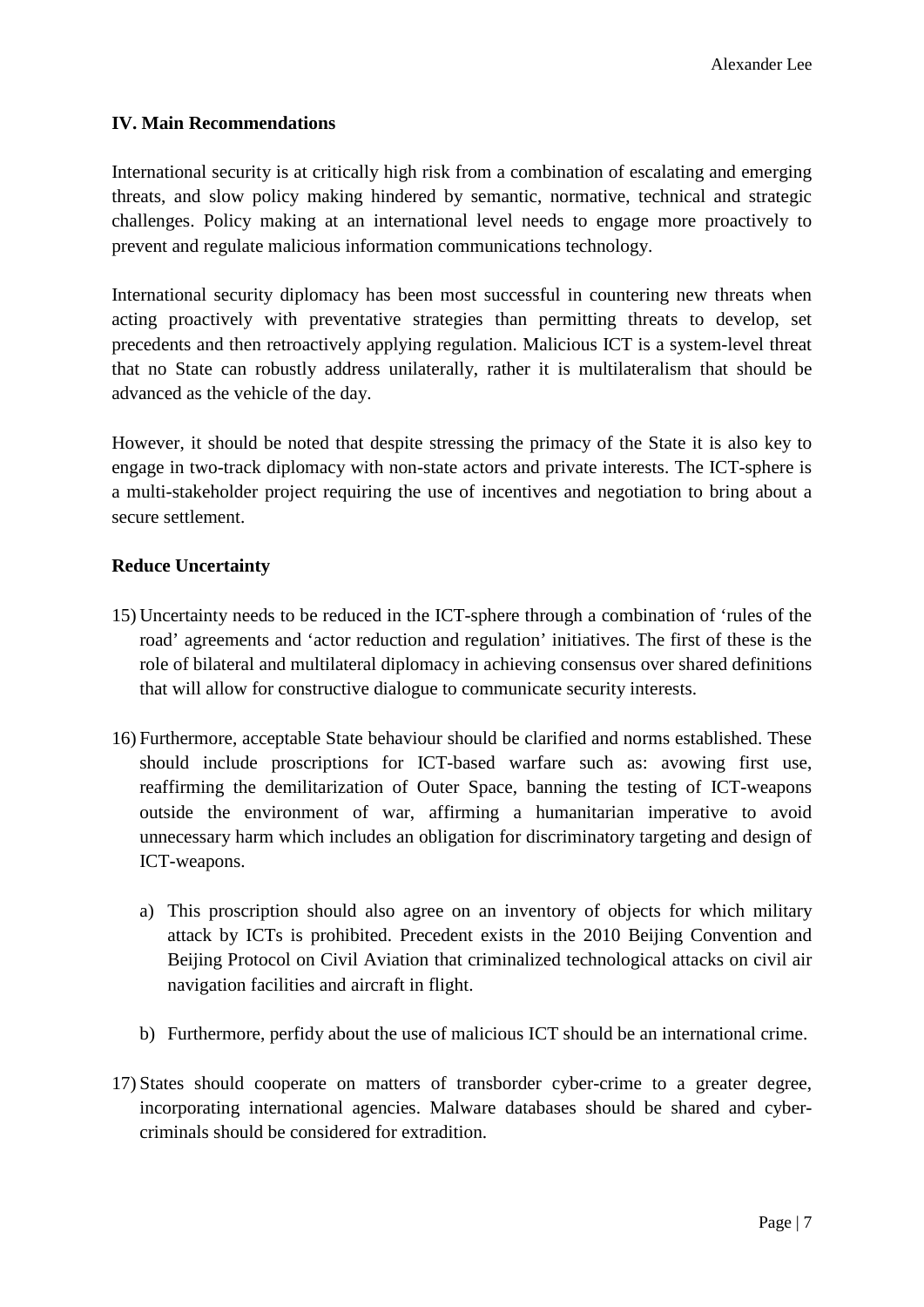## IV. Main Recommendations

International security is at critically high risk from a combination of escalating and emerging threats, and slow policy making hindered by semantic, normative, technical and strategic challenges. Policy making at an international level needs to engage more proactively to prevent and regulate malicious information communications technology.

International security diplomacy has been most successful in countering new threats when acting proactively with preventative strategies than permitting threats to develop, set precedents and then retroactively applying regulation. Malicious ICT is a system-level threat that no State can robustly address unilaterally, rather it is multilateralism that should be advanced as the vehicle of the day.

However, it should be noted that despite stressing the primacy of the State it is also key to engage in two-track diplomacy with non-state actors and private interests. The ICT-sphere is a multi-stakeholder project requiring the use of incentives and negotiation to bring about a secure settlement.

### Reduce Uncertainty

15) Uncertainty needs to be reduced in the ICT-sphere through a combination of 'rules of the road' agreements and 'actor reduction and regulation' initiatives. The first of these is the role of bilateral and multilateral diplomacy in achieving consensus over shared definitions that will allow for constructive dialogue to communicate security interests.

16) Furthermore, acceptable State behaviour should be clarified and norms established. These should include proscriptions for ICT-based warfare such as: avowing first use, reaffirming the demilitarization of Outer Space, banning the testing of ICT-weapons outside the environment of war, affirming a humanitarian imperative to avoid unnecessary harm which includes an obligation for discriminatory targeting and design of ICT-weapons.

    a) This proscription should also agree on an inventory of objects for which military attack by ICTs is prohibited. Precedent exists in the 2010 Beijing Convention and Beijing Protocol on Civil Aviation that criminalized technological attacks on civil air navigation facilities and aircraft in flight.

    b) Furthermore, perfidy about the use of malicious ICT should be an international crime.

17) States should cooperate on matters of transborder cyber-crime to a greater degree, incorporating international agencies. Malware databases should be shared and cyber-criminals should be considered for extradition.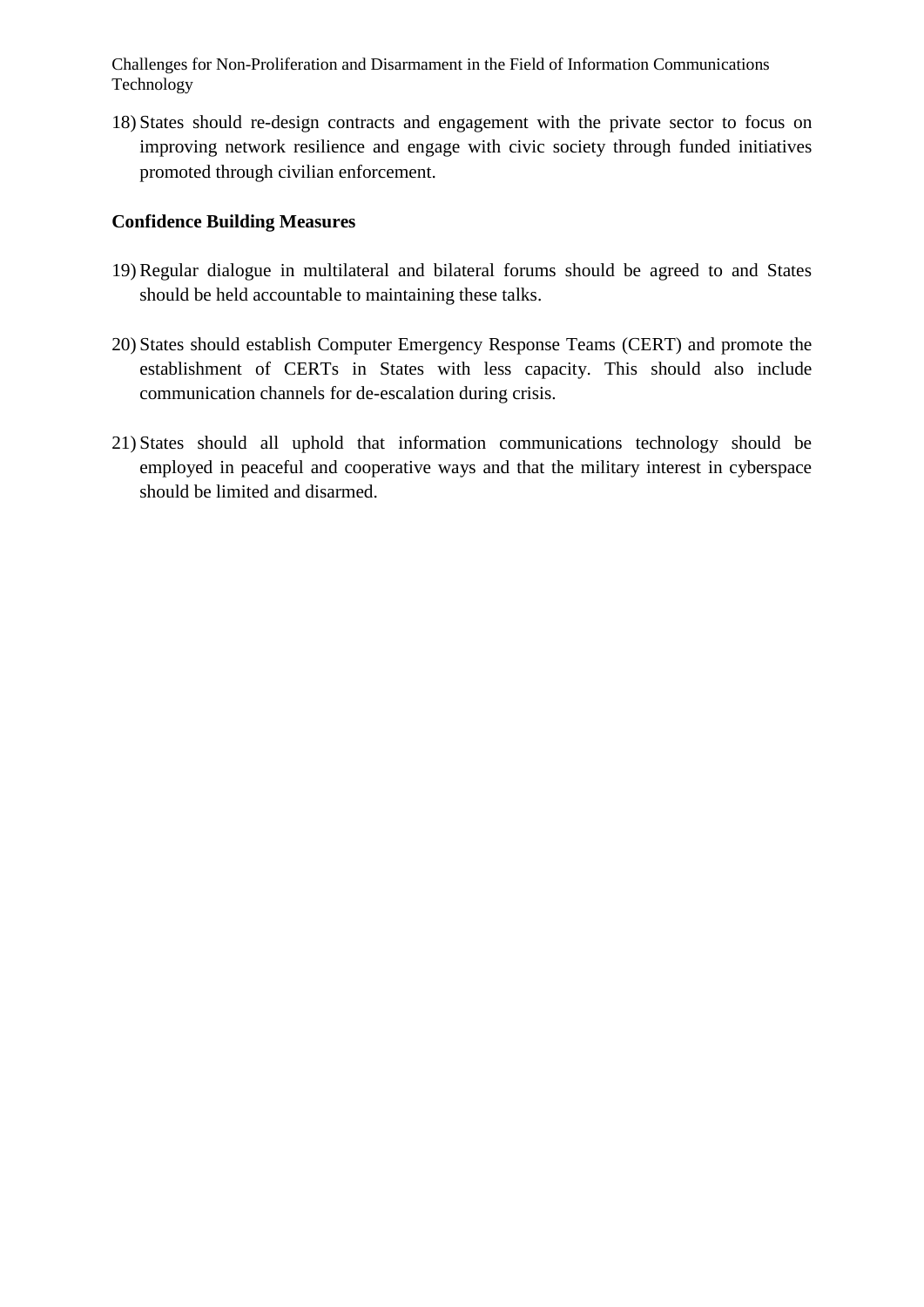18) States should re-design contracts and engagement with the private sector to focus on improving network resilience and engage with civic society through funded initiatives promoted through civilian enforcement.

**Confidence Building Measures**

19) Regular dialogue in multilateral and bilateral forums should be agreed to and States should be held accountable to maintaining these talks.

20) States should establish Computer Emergency Response Teams (CERT) and promote the establishment of CERTs in States with less capacity. This should also include communication channels for de-escalation during crisis.

21) States should all uphold that information communications technology should be employed in peaceful and cooperative ways and that the military interest in cyberspace should be limited and disarmed.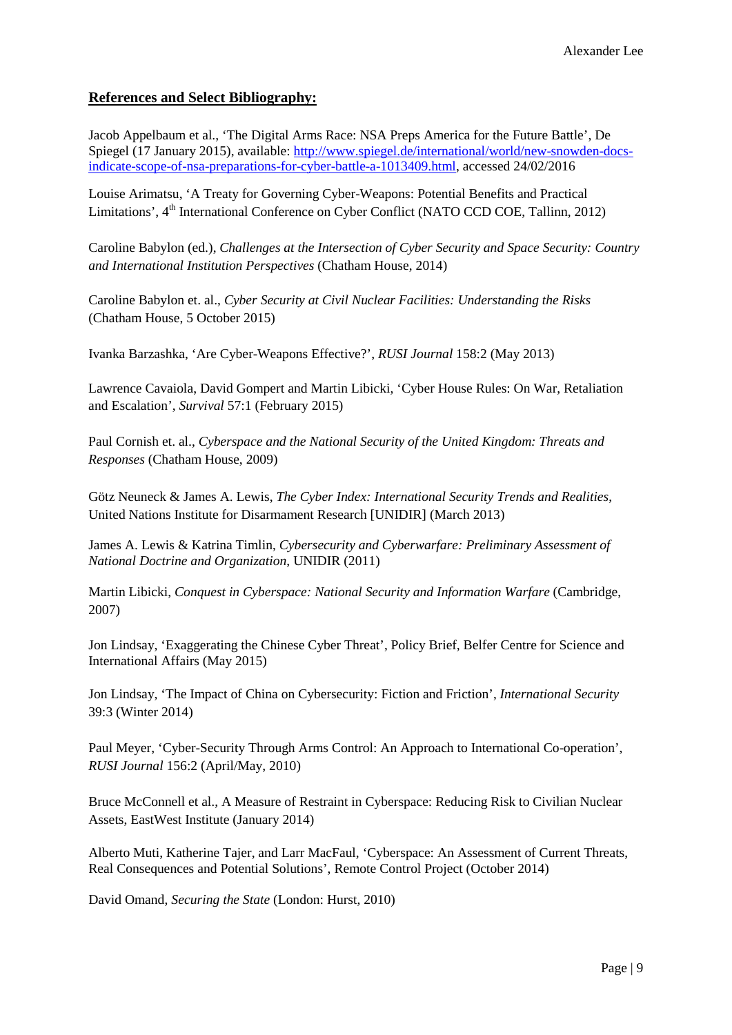**References and Select Bibliography:**

Jacob Appelbaum et al., 'The Digital Arms Race: NSA Preps America for the Future Battle', De Spiegel (17 January 2015), available: [http://www.spiegel.de/international/world/new-snowden-docs-indicate-scope-of-nsa-preparations-for-cyber-battle-a-1013409.html](http://www.spiegel.de/international/world/new-snowden-docs-indicate-scope-of-nsa-preparations-for-cyber-battle-a-1013409.html), accessed 24/02/2016

Louise Arimatsu, 'A Treaty for Governing Cyber-Weapons: Potential Benefits and Practical Limitations', 4th International Conference on Cyber Conflict (NATO CCD COE, Tallinn, 2012)

Caroline Babylon (ed.), *Challenges at the Intersection of Cyber Security and Space Security: Country and International Institution Perspectives* (Chatham House, 2014)

Caroline Babylon et. al., *Cyber Security at Civil Nuclear Facilities: Understanding the Risks* (Chatham House, 5 October 2015)

Ivanka Barzashka, 'Are Cyber-Weapons Effective?', *RUSI Journal* 158:2 (May 2013)

Lawrence Cavaiola, David Gompert and Martin Libicki, 'Cyber House Rules: On War, Retaliation and Escalation', *Survival* 57:1 (February 2015)

Paul Cornish et. al., *Cyberspace and the National Security of the United Kingdom: Threats and Responses* (Chatham House, 2009)

Götz Neuneck & James A. Lewis, *The Cyber Index: International Security Trends and Realities*, United Nations Institute for Disarmament Research [UNIDIR] (March 2013)

James A. Lewis & Katrina Timlin, *Cybersecurity and Cyberwarfare: Preliminary Assessment of National Doctrine and Organization*, UNIDIR (2011)

Martin Libicki, *Conquest in Cyberspace: National Security and Information Warfare* (Cambridge, 2007)

Jon Lindsay, 'Exaggerating the Chinese Cyber Threat', Policy Brief, Belfer Centre for Science and International Affairs (May 2015)

Jon Lindsay, 'The Impact of China on Cybersecurity: Fiction and Friction', *International Security* 39:3 (Winter 2014)

Paul Meyer, 'Cyber-Security Through Arms Control: An Approach to International Co-operation', *RUSI Journal* 156:2 (April/May, 2010)

Bruce McConnell et al., A Measure of Restraint in Cyberspace: Reducing Risk to Civilian Nuclear Assets, EastWest Institute (January 2014)

Alberto Muti, Katherine Tajer, and Larr MacFaul, 'Cyberspace: An Assessment of Current Threats, Real Consequences and Potential Solutions', Remote Control Project (October 2014)

David Omand, *Securing the State* (London: Hurst, 2010)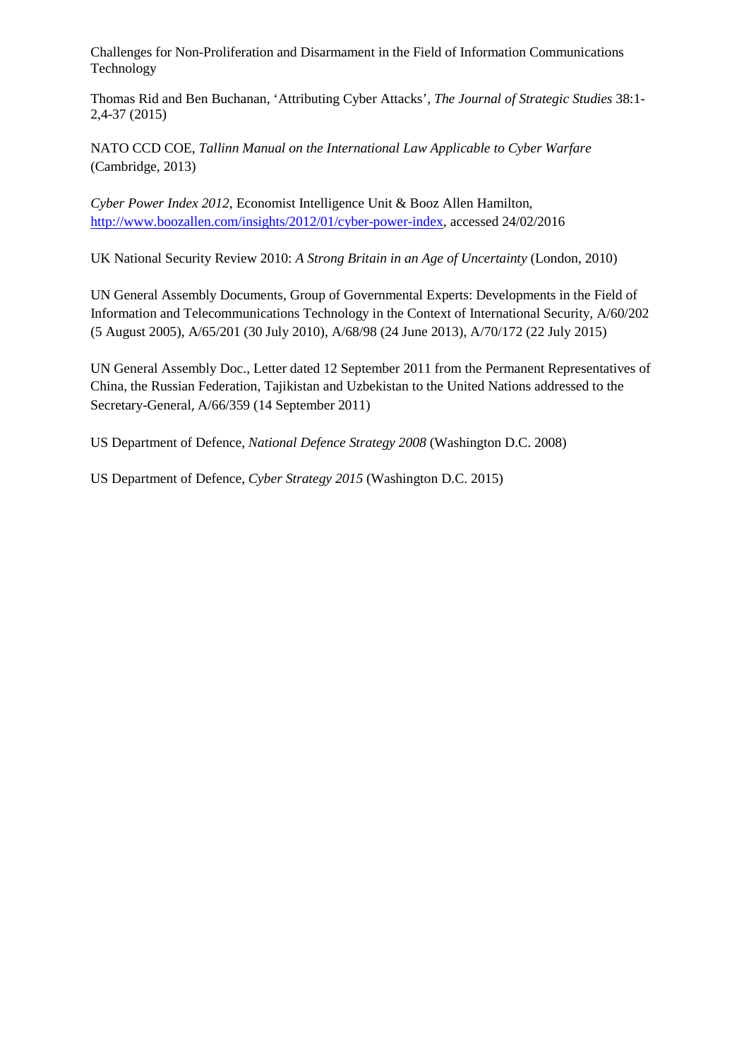Challenges for Non-Proliferation and Disarmament in the Field of Information Communications Technology

Thomas Rid and Ben Buchanan, 'Attributing Cyber Attacks', *The Journal of Strategic Studies* 38:1-2,4-37 (2015)

NATO CCD COE, *Tallinn Manual on the International Law Applicable to Cyber Warfare* (Cambridge, 2013)

*Cyber Power Index 2012*, Economist Intelligence Unit & Booz Allen Hamilton, http://www.boozallen.com/insights/2012/01/cyber-power-index, accessed 24/02/2016

UK National Security Review 2010: *A Strong Britain in an Age of Uncertainty* (London, 2010)

UN General Assembly Documents, Group of Governmental Experts: Developments in the Field of Information and Telecommunications Technology in the Context of International Security, A/60/202 (5 August 2005), A/65/201 (30 July 2010), A/68/98 (24 June 2013), A/70/172 (22 July 2015)

UN General Assembly Doc., Letter dated 12 September 2011 from the Permanent Representatives of China, the Russian Federation, Tajikistan and Uzbekistan to the United Nations addressed to the Secretary-General, A/66/359 (14 September 2011)

US Department of Defence, *National Defence Strategy 2008* (Washington D.C. 2008)

US Department of Defence, *Cyber Strategy 2015* (Washington D.C. 2015)